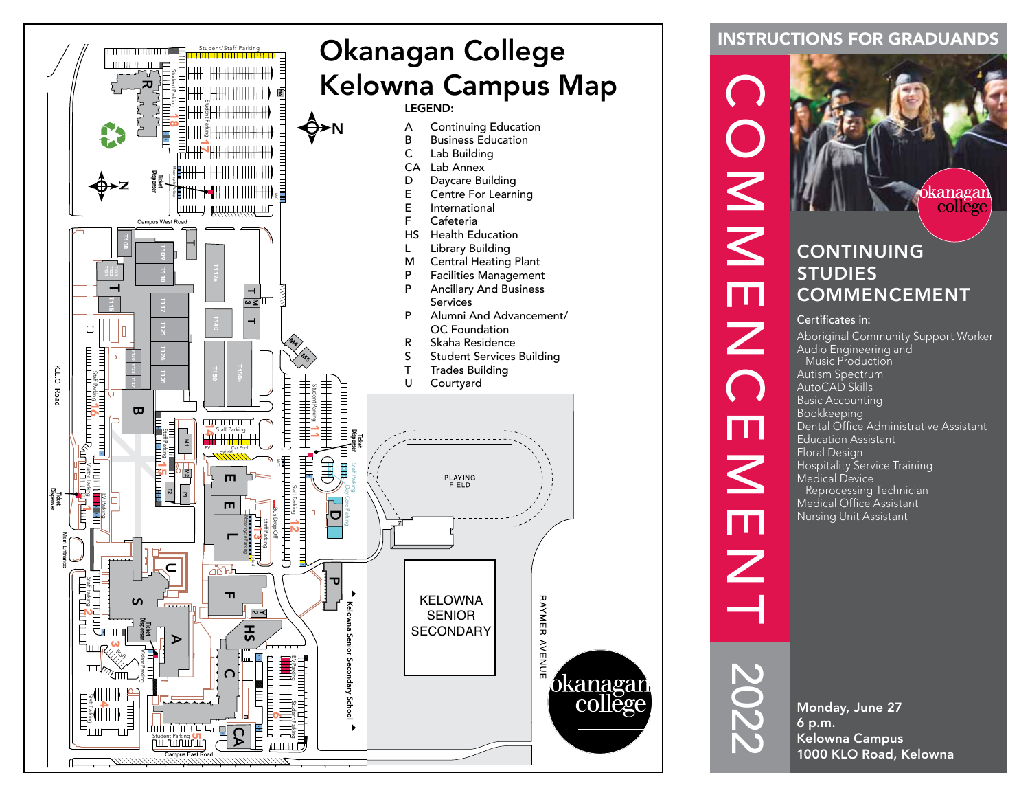# Okanagan College Kelowna Campus Map

**LEGEND:**

| | |
|---|---|
| A | Continuing Education |
| B | Business Education |
| C | Lab Building |
| CA | Lab Annex |
| D | Daycare Building |
| E | Centre For Learning |
| E | International |
| F | Cafeteria |
| HS | Health Education |
| L | Library Building |
| M | Central Heating Plant |
| P | Facilities Management |
| P | Ancillary And Business Services |
| P | Alumni And Advancement/ OC Foundation |
| R | Skaha Residence |
| S | Student Services Building |
| T | Trades Building |
| U | Courtyard |

## INSTRUCTIONS FOR GRADUANDS

# COMMENCEMENT 2022

## CONTINUING STUDIES COMMENCEMENT

Certificates in:

- Aboriginal Community Support Worker
- Audio Engineering and Music Production
- Autism Spectrum
- AutoCAD Skills
- Basic Accounting
- Bookkeeping
- Dental Office Administrative Assistant
- Education Assistant
- Floral Design
- Hospitality Service Training
- Medical Device Reprocessing Technician
- Medical Office Assistant
- Nursing Unit Assistant

**Monday, June 27**
**6 p.m.**
**Kelowna Campus**
**1000 KLO Road, Kelowna**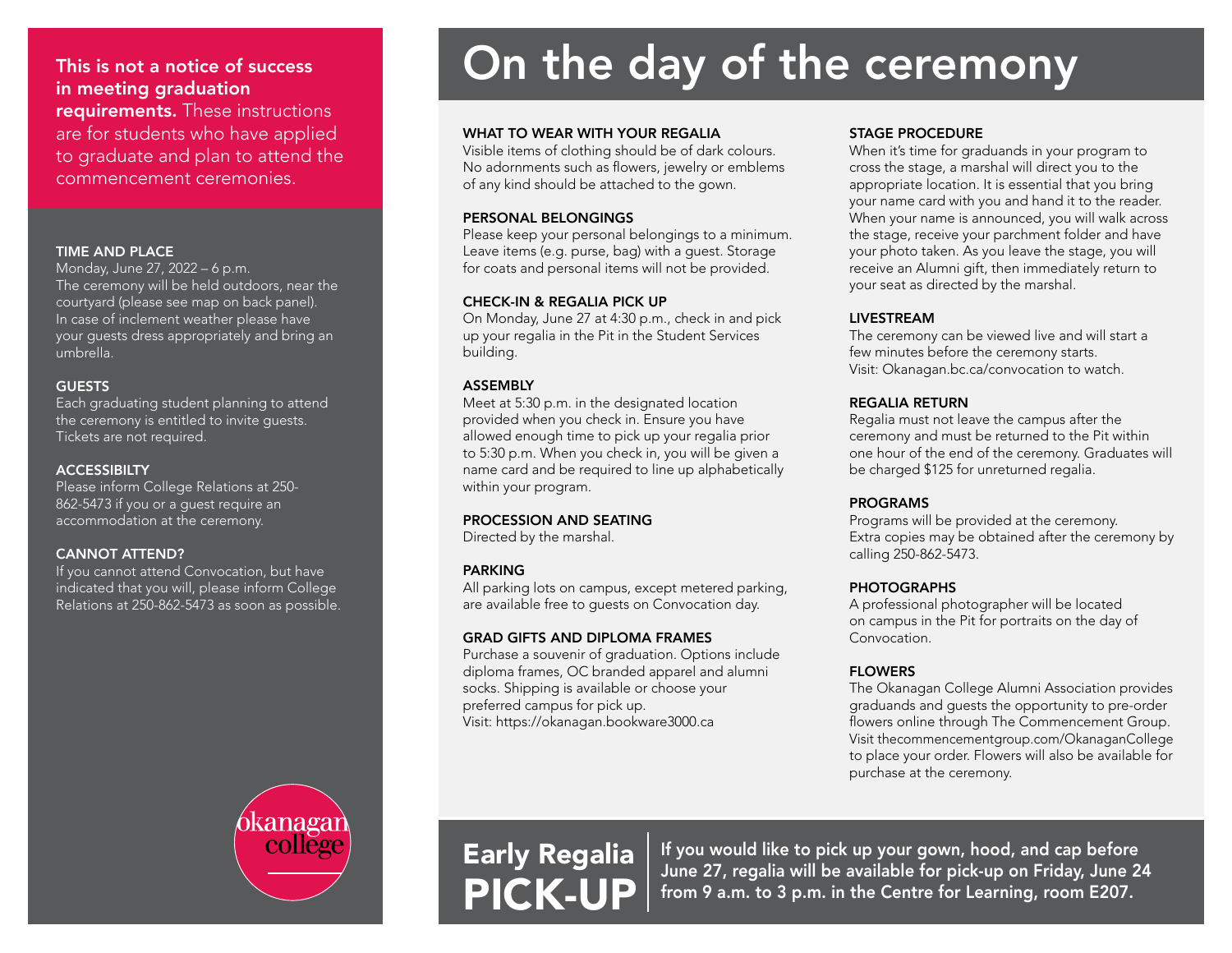**This is not a notice of success in meeting graduation requirements.** These instructions are for students who have applied to graduate and plan to attend the commencement ceremonies.

### TIME AND PLACE

Monday, June 27, 2022 – 6 p.m.
The ceremony will be held outdoors, near the courtyard (please see map on back panel). In case of inclement weather please have your guests dress appropriately and bring an umbrella.

### GUESTS

Each graduating student planning to attend the ceremony is entitled to invite guests. Tickets are not required.

### ACCESSIBILTY

Please inform College Relations at 250-862-5473 if you or a guest require an accommodation at the ceremony.

### CANNOT ATTEND?

If you cannot attend Convocation, but have indicated that you will, please inform College Relations at 250-862-5473 as soon as possible.

okanagan college

# On the day of the ceremony

### WHAT TO WEAR WITH YOUR REGALIA

Visible items of clothing should be of dark colours. No adornments such as flowers, jewelry or emblems of any kind should be attached to the gown.

### PERSONAL BELONGINGS

Please keep your personal belongings to a minimum. Leave items (e.g. purse, bag) with a guest. Storage for coats and personal items will not be provided.

### CHECK-IN & REGALIA PICK UP

On Monday, June 27 at 4:30 p.m., check in and pick up your regalia in the Pit in the Student Services building.

### ASSEMBLY

Meet at 5:30 p.m. in the designated location provided when you check in. Ensure you have allowed enough time to pick up your regalia prior to 5:30 p.m. When you check in, you will be given a name card and be required to line up alphabetically within your program.

### PROCESSION AND SEATING

Directed by the marshal.

### PARKING

All parking lots on campus, except metered parking, are available free to guests on Convocation day.

### GRAD GIFTS AND DIPLOMA FRAMES

Purchase a souvenir of graduation. Options include diploma frames, OC branded apparel and alumni socks. Shipping is available or choose your preferred campus for pick up.
Visit: https://okanagan.bookware3000.ca

### STAGE PROCEDURE

When it's time for graduands in your program to cross the stage, a marshal will direct you to the appropriate location. It is essential that you bring your name card with you and hand it to the reader. When your name is announced, you will walk across the stage, receive your parchment folder and have your photo taken. As you leave the stage, you will receive an Alumni gift, then immediately return to your seat as directed by the marshal.

### LIVESTREAM

The ceremony can be viewed live and will start a few minutes before the ceremony starts.
Visit: Okanagan.bc.ca/convocation to watch.

### REGALIA RETURN

Regalia must not leave the campus after the ceremony and must be returned to the Pit within one hour of the end of the ceremony. Graduates will be charged $125 for unreturned regalia.

### PROGRAMS

Programs will be provided at the ceremony. Extra copies may be obtained after the ceremony by calling 250-862-5473.

### PHOTOGRAPHS

A professional photographer will be located on campus in the Pit for portraits on the day of Convocation.

### FLOWERS

The Okanagan College Alumni Association provides graduands and guests the opportunity to pre-order flowers online through The Commencement Group. Visit thecommencementgroup.com/OkanaganCollege to place your order. Flowers will also be available for purchase at the ceremony.

## Early Regalia PICK-UP

**If you would like to pick up your gown, hood, and cap before June 27, regalia will be available for pick-up on Friday, June 24 from 9 a.m. to 3 p.m. in the Centre for Learning, room E207.**